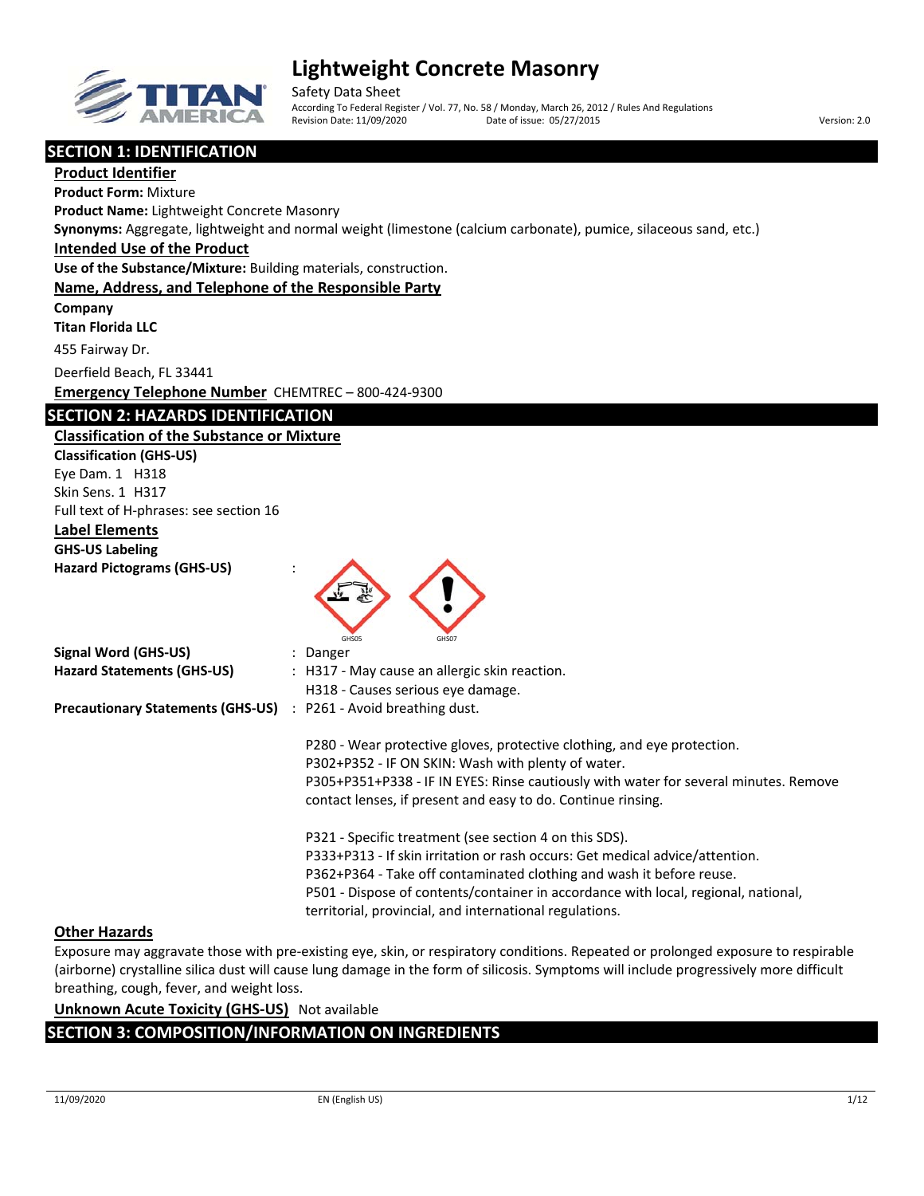# Lightweight Concrete Masonry

Safety Data Sheet

According To Federal Register / Vol. 77, No. 58 / Monday, March 26, 2012 / Rules And Regulations

Revision Date: 11/09/2020 Date of issue: 05/27/2015 Version: 2.0

## SECTION 1: IDENTIFICATION

### Product Identifier

**Product Form:** Mixture

**Product Name:** Lightweight Concrete Masonry

**Synonyms:** Aggregate, lightweight and normal weight (limestone (calcium carbonate), pumice, silaceous sand, etc.)

### Intended Use of the Product

**Use of the Substance/Mixture:** Building materials, construction.

### Name, Address, and Telephone of the Responsible Party

**Company**

**Titan Florida LLC**

455 Fairway Dr.

Deerfield Beach, FL 33441

**Emergency Telephone Number** CHEMTREC – 800-424-9300

## SECTION 2: HAZARDS IDENTIFICATION

### Classification of the Substance or Mixture

**Classification (GHS-US)**

Eye Dam. 1 H318

Skin Sens. 1 H317

Full text of H-phrases: see section 16

### Label Elements

**GHS-US Labeling**

**Hazard Pictograms (GHS-US)** :

GHS05 GHS07

**Signal Word (GHS-US)** : Danger

**Hazard Statements (GHS-US)** : H317 - May cause an allergic skin reaction.
H318 - Causes serious eye damage.

**Precautionary Statements (GHS-US)** : P261 - Avoid breathing dust.

P280 - Wear protective gloves, protective clothing, and eye protection.
P302+P352 - IF ON SKIN: Wash with plenty of water.
P305+P351+P338 - IF IN EYES: Rinse cautiously with water for several minutes. Remove contact lenses, if present and easy to do. Continue rinsing.

P321 - Specific treatment (see section 4 on this SDS).
P333+P313 - If skin irritation or rash occurs: Get medical advice/attention.
P362+P364 - Take off contaminated clothing and wash it before reuse.
P501 - Dispose of contents/container in accordance with local, regional, national, territorial, provincial, and international regulations.

### Other Hazards

Exposure may aggravate those with pre-existing eye, skin, or respiratory conditions. Repeated or prolonged exposure to respirable (airborne) crystalline silica dust will cause lung damage in the form of silicosis. Symptoms will include progressively more difficult breathing, cough, fever, and weight loss.

**Unknown Acute Toxicity (GHS-US)** Not available

## SECTION 3: COMPOSITION/INFORMATION ON INGREDIENTS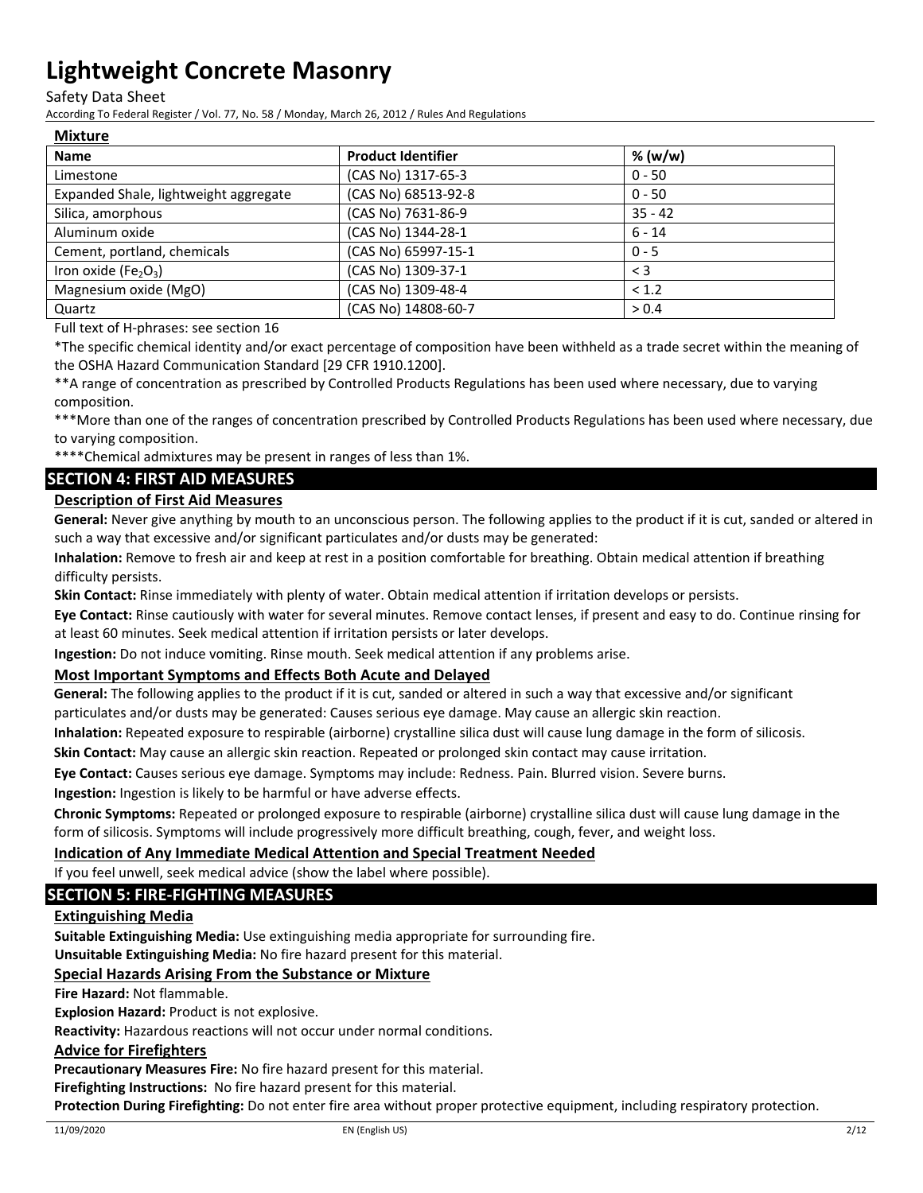**Mixture**

| Name | Product Identifier | % (w/w) |
| --- | --- | --- |
| Limestone | (CAS No) 1317-65-3 | 0 - 50 |
| Expanded Shale, lightweight aggregate | (CAS No) 68513-92-8 | 0 - 50 |
| Silica, amorphous | (CAS No) 7631-86-9 | 35 - 42 |
| Aluminum oxide | (CAS No) 1344-28-1 | 6 - 14 |
| Cement, portland, chemicals | (CAS No) 65997-15-1 | 0 - 5 |
| Iron oxide ($Fe_2O_3$) | (CAS No) 1309-37-1 | < 3 |
| Magnesium oxide (MgO) | (CAS No) 1309-48-4 | < 1.2 |
| Quartz | (CAS No) 14808-60-7 | > 0.4 |

Full text of H-phrases: see section 16

*The specific chemical identity and/or exact percentage of composition have been withheld as a trade secret within the meaning of the OSHA Hazard Communication Standard [29 CFR 1910.1200].

**A range of concentration as prescribed by Controlled Products Regulations has been used where necessary, due to varying composition.

***More than one of the ranges of concentration prescribed by Controlled Products Regulations has been used where necessary, due to varying composition.

****Chemical admixtures may be present in ranges of less than 1%.

## SECTION 4: FIRST AID MEASURES

### Description of First Aid Measures

**General:** Never give anything by mouth to an unconscious person. The following applies to the product if it is cut, sanded or altered in such a way that excessive and/or significant particulates and/or dusts may be generated:

**Inhalation:** Remove to fresh air and keep at rest in a position comfortable for breathing. Obtain medical attention if breathing difficulty persists.

**Skin Contact:** Rinse immediately with plenty of water. Obtain medical attention if irritation develops or persists.

**Eye Contact:** Rinse cautiously with water for several minutes. Remove contact lenses, if present and easy to do. Continue rinsing for at least 60 minutes. Seek medical attention if irritation persists or later develops.

**Ingestion:** Do not induce vomiting. Rinse mouth. Seek medical attention if any problems arise.

### Most Important Symptoms and Effects Both Acute and Delayed

**General:** The following applies to the product if it is cut, sanded or altered in such a way that excessive and/or significant particulates and/or dusts may be generated: Causes serious eye damage. May cause an allergic skin reaction.

**Inhalation:** Repeated exposure to respirable (airborne) crystalline silica dust will cause lung damage in the form of silicosis.

**Skin Contact:** May cause an allergic skin reaction. Repeated or prolonged skin contact may cause irritation.

**Eye Contact:** Causes serious eye damage. Symptoms may include: Redness. Pain. Blurred vision. Severe burns.

**Ingestion:** Ingestion is likely to be harmful or have adverse effects.

**Chronic Symptoms:** Repeated or prolonged exposure to respirable (airborne) crystalline silica dust will cause lung damage in the form of silicosis. Symptoms will include progressively more difficult breathing, cough, fever, and weight loss.

### Indication of Any Immediate Medical Attention and Special Treatment Needed

If you feel unwell, seek medical advice (show the label where possible).

## SECTION 5: FIRE-FIGHTING MEASURES

### Extinguishing Media

**Suitable Extinguishing Media:** Use extinguishing media appropriate for surrounding fire.

**Unsuitable Extinguishing Media:** No fire hazard present for this material.

### Special Hazards Arising From the Substance or Mixture

**Fire Hazard:** Not flammable.

**Explosion Hazard:** Product is not explosive.

**Reactivity:** Hazardous reactions will not occur under normal conditions.

### Advice for Firefighters

**Precautionary Measures Fire:** No fire hazard present for this material.

**Firefighting Instructions:** No fire hazard present for this material.

**Protection During Firefighting:** Do not enter fire area without proper protective equipment, including respiratory protection.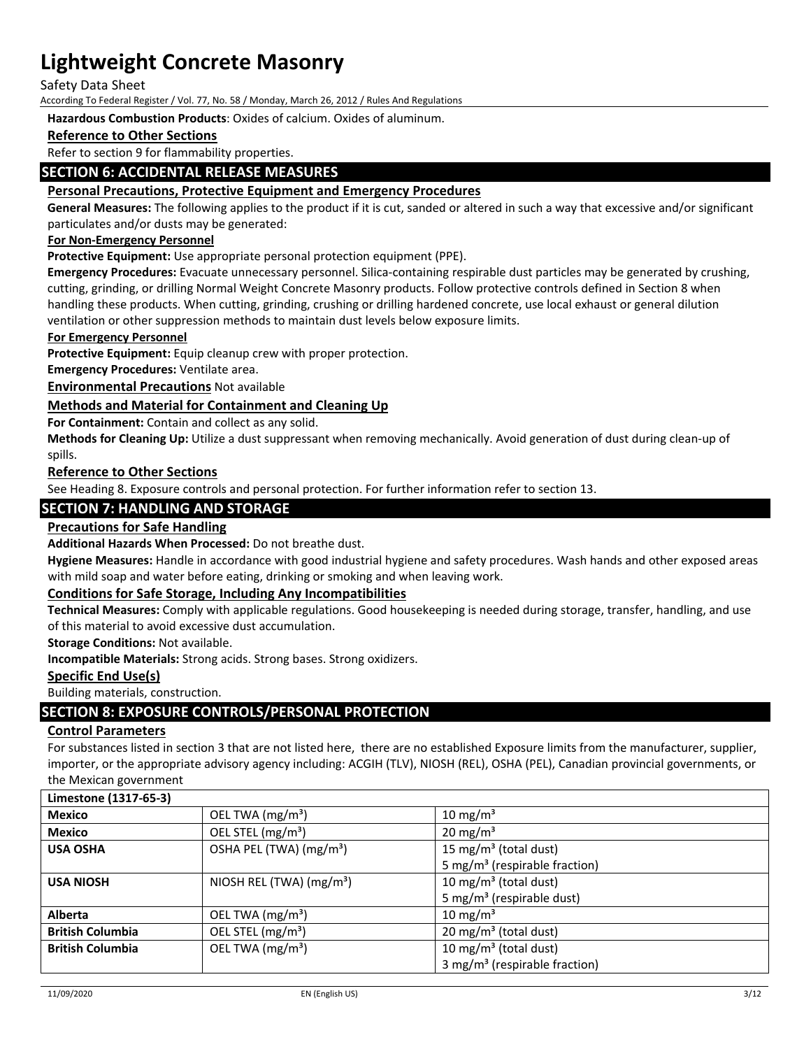**Hazardous Combustion Products**: Oxides of calcium. Oxides of aluminum.

**Reference to Other Sections**

Refer to section 9 for flammability properties.

## SECTION 6: ACCIDENTAL RELEASE MEASURES

### Personal Precautions, Protective Equipment and Emergency Procedures

**General Measures:** The following applies to the product if it is cut, sanded or altered in such a way that excessive and/or significant particulates and/or dusts may be generated:

**For Non-Emergency Personnel**

**Protective Equipment:** Use appropriate personal protection equipment (PPE).

**Emergency Procedures:** Evacuate unnecessary personnel. Silica-containing respirable dust particles may be generated by crushing, cutting, grinding, or drilling Normal Weight Concrete Masonry products. Follow protective controls defined in Section 8 when handling these products. When cutting, grinding, crushing or drilling hardened concrete, use local exhaust or general dilution ventilation or other suppression methods to maintain dust levels below exposure limits.

**For Emergency Personnel**

**Protective Equipment:** Equip cleanup crew with proper protection.

**Emergency Procedures:** Ventilate area.

**Environmental Precautions** Not available

### Methods and Material for Containment and Cleaning Up

**For Containment:** Contain and collect as any solid.

**Methods for Cleaning Up:** Utilize a dust suppressant when removing mechanically. Avoid generation of dust during clean-up of spills.

### Reference to Other Sections

See Heading 8. Exposure controls and personal protection. For further information refer to section 13.

## SECTION 7: HANDLING AND STORAGE

### Precautions for Safe Handling

**Additional Hazards When Processed:** Do not breathe dust.

**Hygiene Measures:** Handle in accordance with good industrial hygiene and safety procedures. Wash hands and other exposed areas with mild soap and water before eating, drinking or smoking and when leaving work.

### Conditions for Safe Storage, Including Any Incompatibilities

**Technical Measures:** Comply with applicable regulations. Good housekeeping is needed during storage, transfer, handling, and use of this material to avoid excessive dust accumulation.

**Storage Conditions:** Not available.

**Incompatible Materials:** Strong acids. Strong bases. Strong oxidizers.

### Specific End Use(s)

Building materials, construction.

## SECTION 8: EXPOSURE CONTROLS/PERSONAL PROTECTION

### Control Parameters

For substances listed in section 3 that are not listed here, there are no established Exposure limits from the manufacturer, supplier, importer, or the appropriate advisory agency including: ACGIH (TLV), NIOSH (REL), OSHA (PEL), Canadian provincial governments, or the Mexican government

| **Limestone (1317-65-3)** | | |
|---|---|---|
| **Mexico** | OEL TWA (mg/m³) | 10 mg/m³ |
| **Mexico** | OEL STEL (mg/m³) | 20 mg/m³ |
| **USA OSHA** | OSHA PEL (TWA) (mg/m³) | 15 mg/m³ (total dust)<br>5 mg/m³ (respirable fraction) |
| **USA NIOSH** | NIOSH REL (TWA) (mg/m³) | 10 mg/m³ (total dust)<br>5 mg/m³ (respirable dust) |
| **Alberta** | OEL TWA (mg/m³) | 10 mg/m³ |
| **British Columbia** | OEL STEL (mg/m³) | 20 mg/m³ (total dust) |
| **British Columbia** | OEL TWA (mg/m³) | 10 mg/m³ (total dust)<br>3 mg/m³ (respirable fraction) |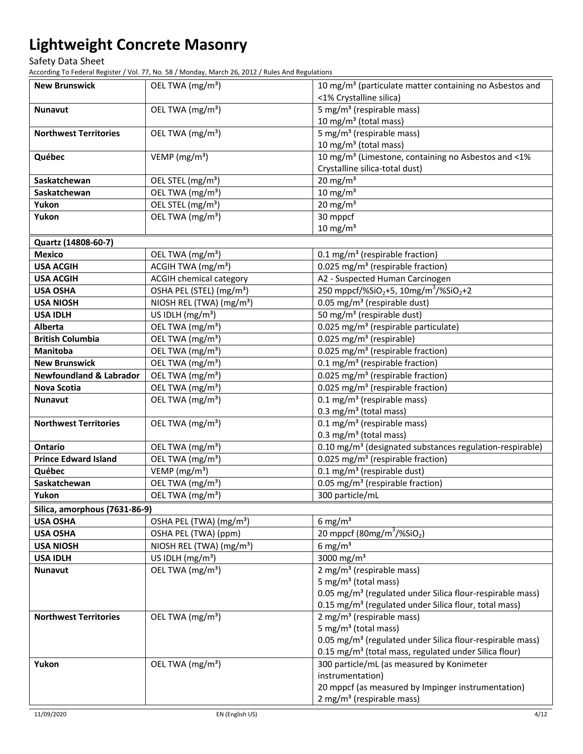| New Brunswick | OEL TWA ($mg/m^3$) | 10 $mg/m^3$ (particulate matter containing no Asbestos and <1% Crystalline silica) |
|---|---|---|
| Nunavut | OEL TWA ($mg/m^3$) | 5 $mg/m^3$ (respirable mass)<br>10 $mg/m^3$ (total mass) |
| Northwest Territories | OEL TWA ($mg/m^3$) | 5 $mg/m^3$ (respirable mass)<br>10 $mg/m^3$ (total mass) |
| Québec | VEMP ($mg/m^3$) | 10 $mg/m^3$ (Limestone, containing no Asbestos and <1% Crystalline silica-total dust) |
| Saskatchewan | OEL STEL ($mg/m^3$) | 20 $mg/m^3$ |
| Saskatchewan | OEL TWA ($mg/m^3$) | 10 $mg/m^3$ |
| Yukon | OEL STEL ($mg/m^3$) | 20 $mg/m^3$ |
| Yukon | OEL TWA ($mg/m^3$) | 30 mppcf<br>10 $mg/m^3$ |
| **Quartz (14808-60-7)** | | |
| Mexico | OEL TWA ($mg/m^3$) | 0.1 $mg/m^3$ (respirable fraction) |
| USA ACGIH | ACGIH TWA ($mg/m^3$) | 0.025 $mg/m^3$ (respirable fraction) |
| USA ACGIH | ACGIH chemical category | A2 - Suspected Human Carcinogen |
| USA OSHA | OSHA PEL (STEL) ($mg/m^3$) | 250 mppcf/%$SiO_2$+5, 10mg/$m^3$/%$SiO_2$+2 |
| USA NIOSH | NIOSH REL (TWA) ($mg/m^3$) | 0.05 $mg/m^3$ (respirable dust) |
| USA IDLH | US IDLH ($mg/m^3$) | 50 $mg/m^3$ (respirable dust) |
| Alberta | OEL TWA ($mg/m^3$) | 0.025 $mg/m^3$ (respirable particulate) |
| British Columbia | OEL TWA ($mg/m^3$) | 0.025 $mg/m^3$ (respirable) |
| Manitoba | OEL TWA ($mg/m^3$) | 0.025 $mg/m^3$ (respirable fraction) |
| New Brunswick | OEL TWA ($mg/m^3$) | 0.1 $mg/m^3$ (respirable fraction) |
| Newfoundland & Labrador | OEL TWA ($mg/m^3$) | 0.025 $mg/m^3$ (respirable fraction) |
| Nova Scotia | OEL TWA ($mg/m^3$) | 0.025 $mg/m^3$ (respirable fraction) |
| Nunavut | OEL TWA ($mg/m^3$) | 0.1 $mg/m^3$ (respirable mass)<br>0.3 $mg/m^3$ (total mass) |
| Northwest Territories | OEL TWA ($mg/m^3$) | 0.1 $mg/m^3$ (respirable mass)<br>0.3 $mg/m^3$ (total mass) |
| Ontario | OEL TWA ($mg/m^3$) | 0.10 $mg/m^3$ (designated substances regulation-respirable) |
| Prince Edward Island | OEL TWA ($mg/m^3$) | 0.025 $mg/m^3$ (respirable fraction) |
| Québec | VEMP ($mg/m^3$) | 0.1 $mg/m^3$ (respirable dust) |
| Saskatchewan | OEL TWA ($mg/m^3$) | 0.05 $mg/m^3$ (respirable fraction) |
| Yukon | OEL TWA ($mg/m^3$) | 300 particle/mL |
| **Silica, amorphous (7631-86-9)** | | |
| USA OSHA | OSHA PEL (TWA) ($mg/m^3$) | 6 $mg/m^3$ |
| USA OSHA | OSHA PEL (TWA) (ppm) | 20 mppcf (80mg/$m^3$/%$SiO_2$) |
| USA NIOSH | NIOSH REL (TWA) ($mg/m^3$) | 6 $mg/m^3$ |
| USA IDLH | US IDLH ($mg/m^3$) | 3000 $mg/m^3$ |
| Nunavut | OEL TWA ($mg/m^3$) | 2 $mg/m^3$ (respirable mass)<br>5 $mg/m^3$ (total mass)<br>0.05 $mg/m^3$ (regulated under Silica flour-respirable mass)<br>0.15 $mg/m^3$ (regulated under Silica flour, total mass) |
| Northwest Territories | OEL TWA ($mg/m^3$) | 2 $mg/m^3$ (respirable mass)<br>5 $mg/m^3$ (total mass)<br>0.05 $mg/m^3$ (regulated under Silica flour-respirable mass)<br>0.15 $mg/m^3$ (total mass, regulated under Silica flour) |
| Yukon | OEL TWA ($mg/m^3$) | 300 particle/mL (as measured by Konimeter instrumentation)<br>20 mppcf (as measured by Impinger instrumentation)<br>2 $mg/m^3$ (respirable mass) |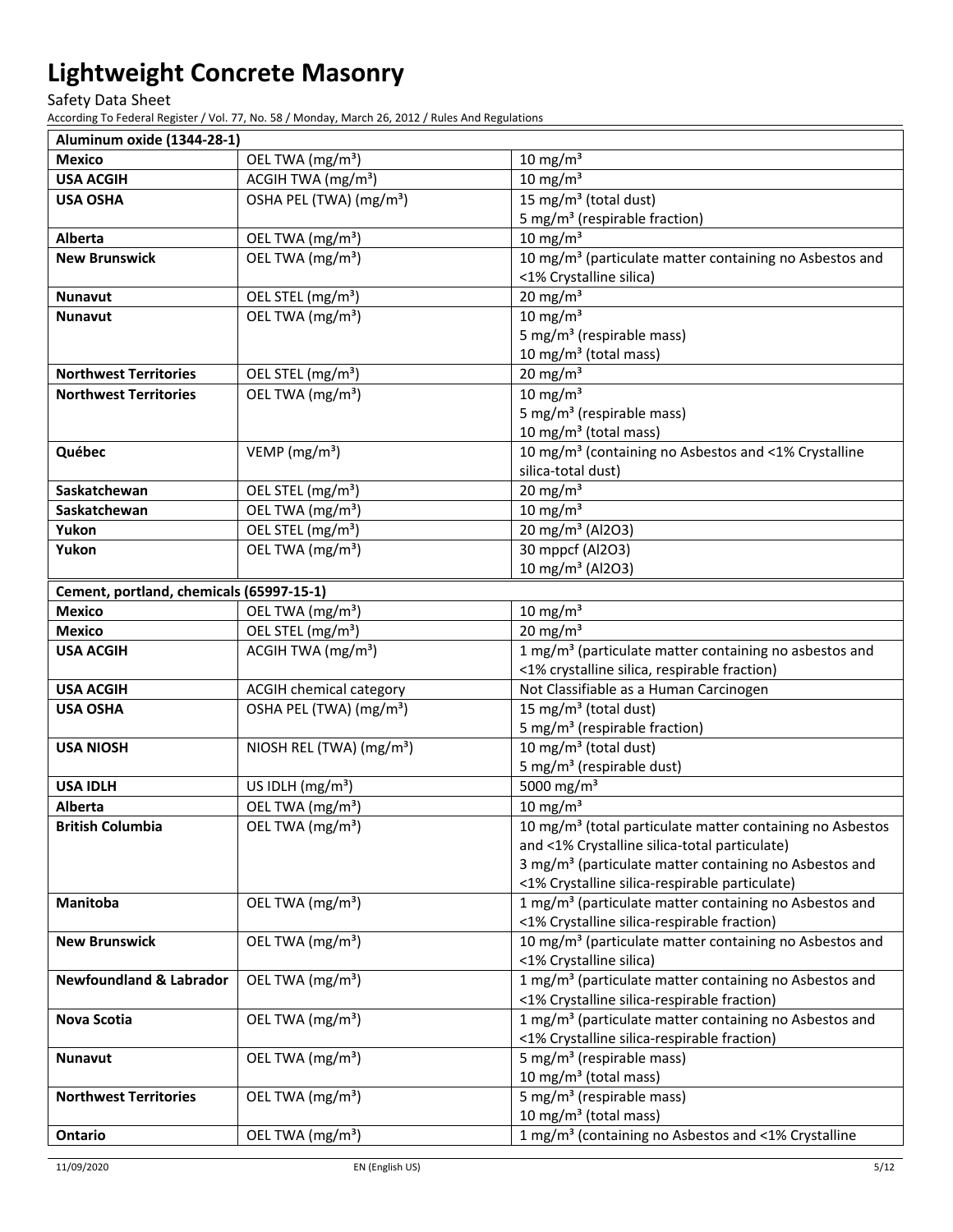| Aluminum oxide (1344-28-1) | | |
|---|---|---|
| **Mexico** | OEL TWA (mg/m³) | 10 mg/m³ |
| **USA ACGIH** | ACGIH TWA (mg/m³) | 10 mg/m³ |
| **USA OSHA** | OSHA PEL (TWA) (mg/m³) | 15 mg/m³ (total dust)<br>5 mg/m³ (respirable fraction) |
| **Alberta** | OEL TWA (mg/m³) | 10 mg/m³ |
| **New Brunswick** | OEL TWA (mg/m³) | 10 mg/m³ (particulate matter containing no Asbestos and <1% Crystalline silica) |
| **Nunavut** | OEL STEL (mg/m³) | 20 mg/m³ |
| **Nunavut** | OEL TWA (mg/m³) | 10 mg/m³<br>5 mg/m³ (respirable mass)<br>10 mg/m³ (total mass) |
| **Northwest Territories** | OEL STEL (mg/m³) | 20 mg/m³ |
| **Northwest Territories** | OEL TWA (mg/m³) | 10 mg/m³<br>5 mg/m³ (respirable mass)<br>10 mg/m³ (total mass) |
| **Québec** | VEMP (mg/m³) | 10 mg/m³ (containing no Asbestos and <1% Crystalline silica-total dust) |
| **Saskatchewan** | OEL STEL (mg/m³) | 20 mg/m³ |
| **Saskatchewan** | OEL TWA (mg/m³) | 10 mg/m³ |
| **Yukon** | OEL STEL (mg/m³) | 20 mg/m³ (Al2O3) |
| **Yukon** | OEL TWA (mg/m³) | 30 mppcf (Al2O3)<br>10 mg/m³ (Al2O3) |

| Cement, portland, chemicals (65997-15-1) | | |
|---|---|---|
| **Mexico** | OEL TWA (mg/m³) | 10 mg/m³ |
| **Mexico** | OEL STEL (mg/m³) | 20 mg/m³ |
| **USA ACGIH** | ACGIH TWA (mg/m³) | 1 mg/m³ (particulate matter containing no asbestos and <1% crystalline silica, respirable fraction) |
| **USA ACGIH** | ACGIH chemical category | Not Classifiable as a Human Carcinogen |
| **USA OSHA** | OSHA PEL (TWA) (mg/m³) | 15 mg/m³ (total dust)<br>5 mg/m³ (respirable fraction) |
| **USA NIOSH** | NIOSH REL (TWA) (mg/m³) | 10 mg/m³ (total dust)<br>5 mg/m³ (respirable dust) |
| **USA IDLH** | US IDLH (mg/m³) | 5000 mg/m³ |
| **Alberta** | OEL TWA (mg/m³) | 10 mg/m³ |
| **British Columbia** | OEL TWA (mg/m³) | 10 mg/m³ (total particulate matter containing no Asbestos and <1% Crystalline silica-total particulate)<br>3 mg/m³ (particulate matter containing no Asbestos and <1% Crystalline silica-respirable particulate) |
| **Manitoba** | OEL TWA (mg/m³) | 1 mg/m³ (particulate matter containing no Asbestos and <1% Crystalline silica-respirable fraction) |
| **New Brunswick** | OEL TWA (mg/m³) | 10 mg/m³ (particulate matter containing no Asbestos and <1% Crystalline silica) |
| **Newfoundland & Labrador** | OEL TWA (mg/m³) | 1 mg/m³ (particulate matter containing no Asbestos and <1% Crystalline silica-respirable fraction) |
| **Nova Scotia** | OEL TWA (mg/m³) | 1 mg/m³ (particulate matter containing no Asbestos and <1% Crystalline silica-respirable fraction) |
| **Nunavut** | OEL TWA (mg/m³) | 5 mg/m³ (respirable mass)<br>10 mg/m³ (total mass) |
| **Northwest Territories** | OEL TWA (mg/m³) | 5 mg/m³ (respirable mass)<br>10 mg/m³ (total mass) |
| **Ontario** | OEL TWA (mg/m³) | 1 mg/m³ (containing no Asbestos and <1% Crystalline |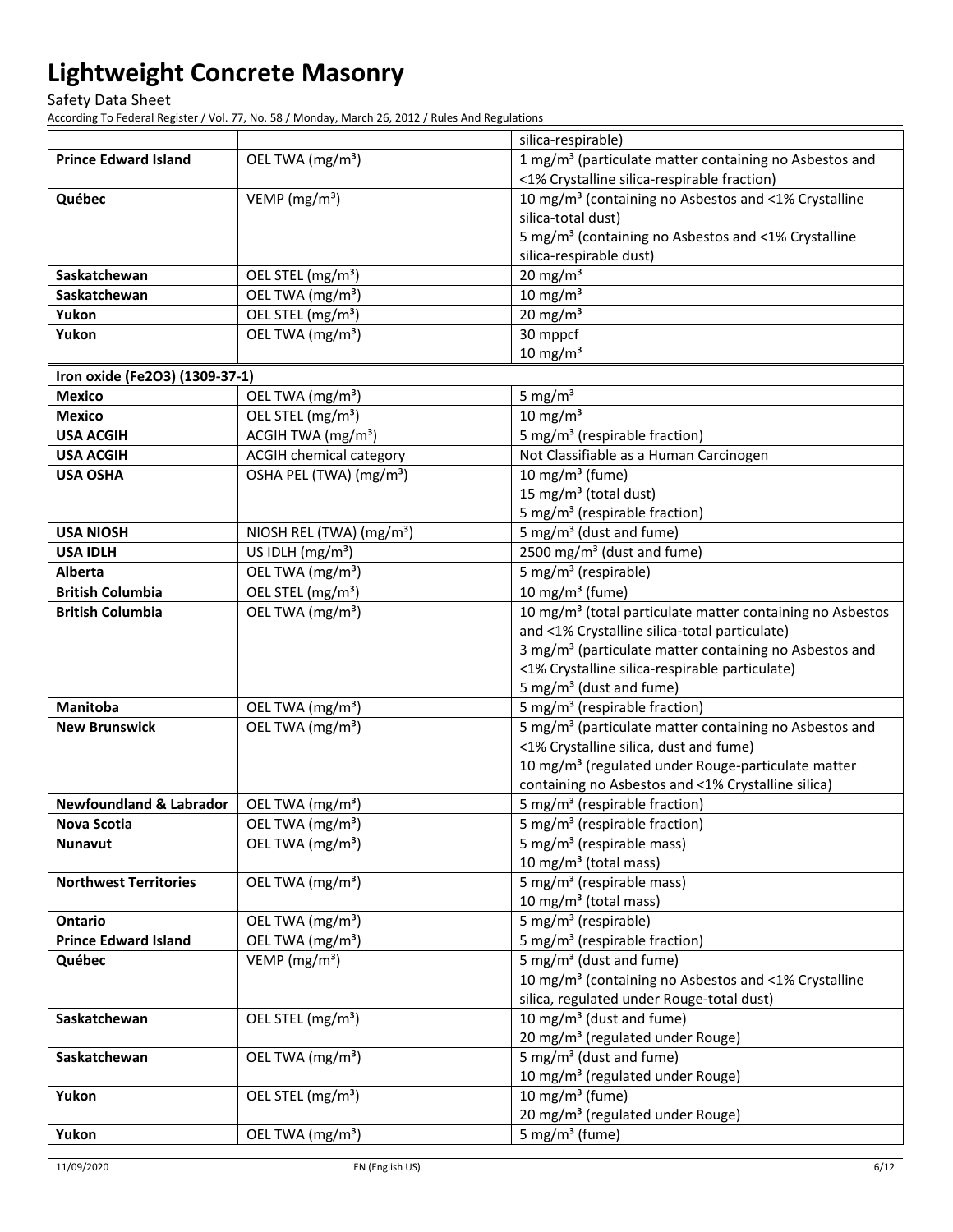| | | silica-respirable) |
|---|---|---|
| **Prince Edward Island** | OEL TWA (mg/m³) | 1 mg/m³ (particulate matter containing no Asbestos and <1% Crystalline silica-respirable fraction) |
| **Québec** | VEMP (mg/m³) | 10 mg/m³ (containing no Asbestos and <1% Crystalline silica-total dust)<br>5 mg/m³ (containing no Asbestos and <1% Crystalline silica-respirable dust) |
| **Saskatchewan** | OEL STEL (mg/m³) | 20 mg/m³ |
| **Saskatchewan** | OEL TWA (mg/m³) | 10 mg/m³ |
| **Yukon** | OEL STEL (mg/m³) | 20 mg/m³ |
| **Yukon** | OEL TWA (mg/m³) | 30 mppcf<br>10 mg/m³ |

| **Iron oxide (Fe2O3) (1309-37-1)** | | |
|---|---|---|
| **Mexico** | OEL TWA (mg/m³) | 5 mg/m³ |
| **Mexico** | OEL STEL (mg/m³) | 10 mg/m³ |
| **USA ACGIH** | ACGIH TWA (mg/m³) | 5 mg/m³ (respirable fraction) |
| **USA ACGIH** | ACGIH chemical category | Not Classifiable as a Human Carcinogen |
| **USA OSHA** | OSHA PEL (TWA) (mg/m³) | 10 mg/m³ (fume)<br>15 mg/m³ (total dust)<br>5 mg/m³ (respirable fraction) |
| **USA NIOSH** | NIOSH REL (TWA) (mg/m³) | 5 mg/m³ (dust and fume) |
| **USA IDLH** | US IDLH (mg/m³) | 2500 mg/m³ (dust and fume) |
| **Alberta** | OEL TWA (mg/m³) | 5 mg/m³ (respirable) |
| **British Columbia** | OEL STEL (mg/m³) | 10 mg/m³ (fume) |
| **British Columbia** | OEL TWA (mg/m³) | 10 mg/m³ (total particulate matter containing no Asbestos and <1% Crystalline silica-total particulate)<br>3 mg/m³ (particulate matter containing no Asbestos and <1% Crystalline silica-respirable particulate)<br>5 mg/m³ (dust and fume) |
| **Manitoba** | OEL TWA (mg/m³) | 5 mg/m³ (respirable fraction) |
| **New Brunswick** | OEL TWA (mg/m³) | 5 mg/m³ (particulate matter containing no Asbestos and <1% Crystalline silica, dust and fume)<br>10 mg/m³ (regulated under Rouge-particulate matter containing no Asbestos and <1% Crystalline silica) |
| **Newfoundland & Labrador** | OEL TWA (mg/m³) | 5 mg/m³ (respirable fraction) |
| **Nova Scotia** | OEL TWA (mg/m³) | 5 mg/m³ (respirable fraction) |
| **Nunavut** | OEL TWA (mg/m³) | 5 mg/m³ (respirable mass)<br>10 mg/m³ (total mass) |
| **Northwest Territories** | OEL TWA (mg/m³) | 5 mg/m³ (respirable mass)<br>10 mg/m³ (total mass) |
| **Ontario** | OEL TWA (mg/m³) | 5 mg/m³ (respirable) |
| **Prince Edward Island** | OEL TWA (mg/m³) | 5 mg/m³ (respirable fraction) |
| **Québec** | VEMP (mg/m³) | 5 mg/m³ (dust and fume)<br>10 mg/m³ (containing no Asbestos and <1% Crystalline silica, regulated under Rouge-total dust) |
| **Saskatchewan** | OEL STEL (mg/m³) | 10 mg/m³ (dust and fume)<br>20 mg/m³ (regulated under Rouge) |
| **Saskatchewan** | OEL TWA (mg/m³) | 5 mg/m³ (dust and fume)<br>10 mg/m³ (regulated under Rouge) |
| **Yukon** | OEL STEL (mg/m³) | 10 mg/m³ (fume)<br>20 mg/m³ (regulated under Rouge) |
| **Yukon** | OEL TWA (mg/m³) | 5 mg/m³ (fume) |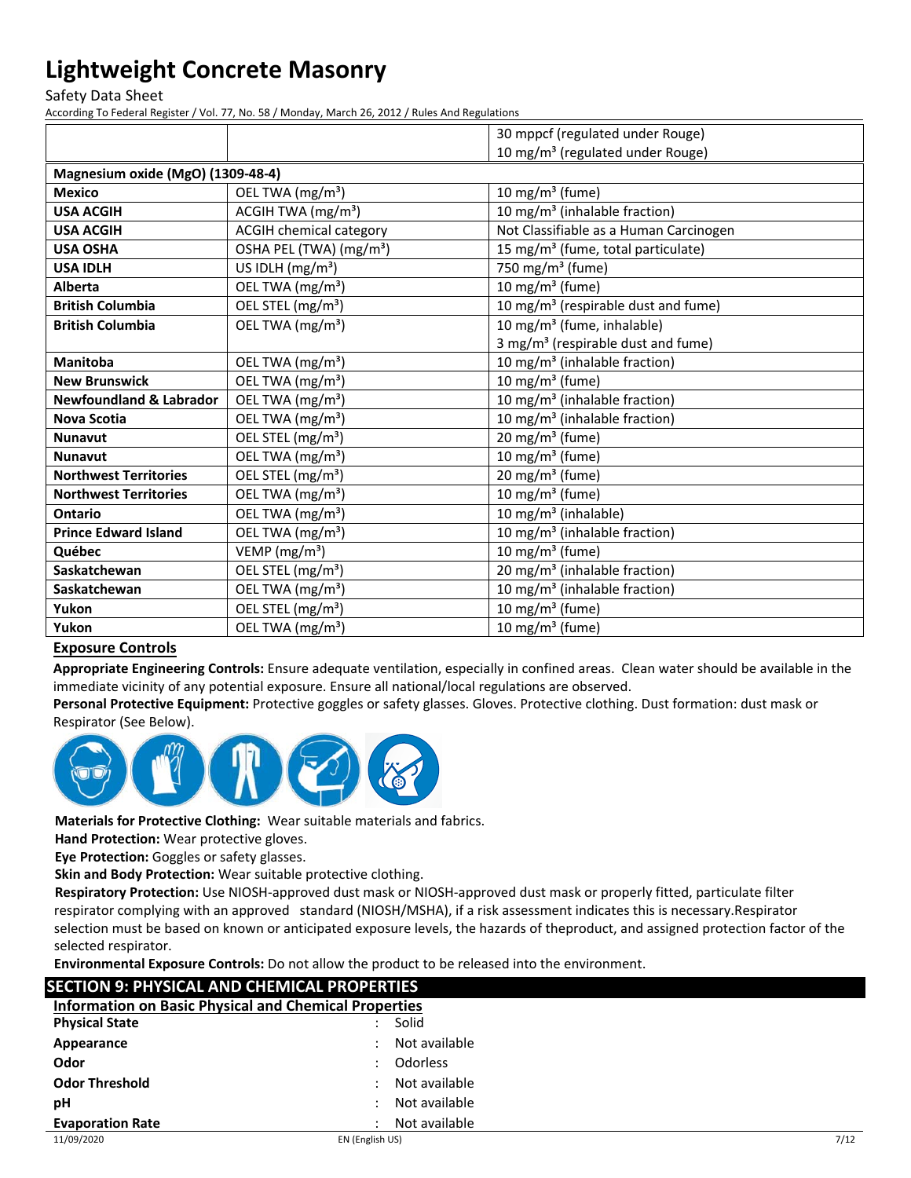| | | 30 mppcf (regulated under Rouge) 10 mg/m³ (regulated under Rouge) |
|---|---|---|
| **Magnesium oxide (MgO) (1309-48-4)** | | |
| **Mexico** | OEL TWA (mg/m³) | 10 mg/m³ (fume) |
| **USA ACGIH** | ACGIH TWA (mg/m³) | 10 mg/m³ (inhalable fraction) |
| **USA ACGIH** | ACGIH chemical category | Not Classifiable as a Human Carcinogen |
| **USA OSHA** | OSHA PEL (TWA) (mg/m³) | 15 mg/m³ (fume, total particulate) |
| **USA IDLH** | US IDLH (mg/m³) | 750 mg/m³ (fume) |
| **Alberta** | OEL TWA (mg/m³) | 10 mg/m³ (fume) |
| **British Columbia** | OEL STEL (mg/m³) | 10 mg/m³ (respirable dust and fume) |
| **British Columbia** | OEL TWA (mg/m³) | 10 mg/m³ (fume, inhalable) 3 mg/m³ (respirable dust and fume) |
| **Manitoba** | OEL TWA (mg/m³) | 10 mg/m³ (inhalable fraction) |
| **New Brunswick** | OEL TWA (mg/m³) | 10 mg/m³ (fume) |
| **Newfoundland & Labrador** | OEL TWA (mg/m³) | 10 mg/m³ (inhalable fraction) |
| **Nova Scotia** | OEL TWA (mg/m³) | 10 mg/m³ (inhalable fraction) |
| **Nunavut** | OEL STEL (mg/m³) | 20 mg/m³ (fume) |
| **Nunavut** | OEL TWA (mg/m³) | 10 mg/m³ (fume) |
| **Northwest Territories** | OEL STEL (mg/m³) | 20 mg/m³ (fume) |
| **Northwest Territories** | OEL TWA (mg/m³) | 10 mg/m³ (fume) |
| **Ontario** | OEL TWA (mg/m³) | 10 mg/m³ (inhalable) |
| **Prince Edward Island** | OEL TWA (mg/m³) | 10 mg/m³ (inhalable fraction) |
| **Québec** | VEMP (mg/m³) | 10 mg/m³ (fume) |
| **Saskatchewan** | OEL STEL (mg/m³) | 20 mg/m³ (inhalable fraction) |
| **Saskatchewan** | OEL TWA (mg/m³) | 10 mg/m³ (inhalable fraction) |
| **Yukon** | OEL STEL (mg/m³) | 10 mg/m³ (fume) |
| **Yukon** | OEL TWA (mg/m³) | 10 mg/m³ (fume) |

### Exposure Controls

**Appropriate Engineering Controls:** Ensure adequate ventilation, especially in confined areas. Clean water should be available in the immediate vicinity of any potential exposure. Ensure all national/local regulations are observed.

**Personal Protective Equipment:** Protective goggles or safety glasses. Gloves. Protective clothing. Dust formation: dust mask or Respirator (See Below).

**Materials for Protective Clothing:** Wear suitable materials and fabrics.

**Hand Protection:** Wear protective gloves.

**Eye Protection:** Goggles or safety glasses.

**Skin and Body Protection:** Wear suitable protective clothing.

**Respiratory Protection:** Use NIOSH-approved dust mask or NIOSH-approved dust mask or properly fitted, particulate filter respirator complying with an approved standard (NIOSH/MSHA), if a risk assessment indicates this is necessary.Respirator selection must be based on known or anticipated exposure levels, the hazards of theproduct, and assigned protection factor of the selected respirator.

**Environmental Exposure Controls:** Do not allow the product to be released into the environment.

## SECTION 9: PHYSICAL AND CHEMICAL PROPERTIES

### Information on Basic Physical and Chemical Properties

| | | |
|---|---|---|
| **Physical State** | : | Solid |
| **Appearance** | : | Not available |
| **Odor** | : | Odorless |
| **Odor Threshold** | : | Not available |
| **pH** | : | Not available |
| **Evaporation Rate** | : | Not available |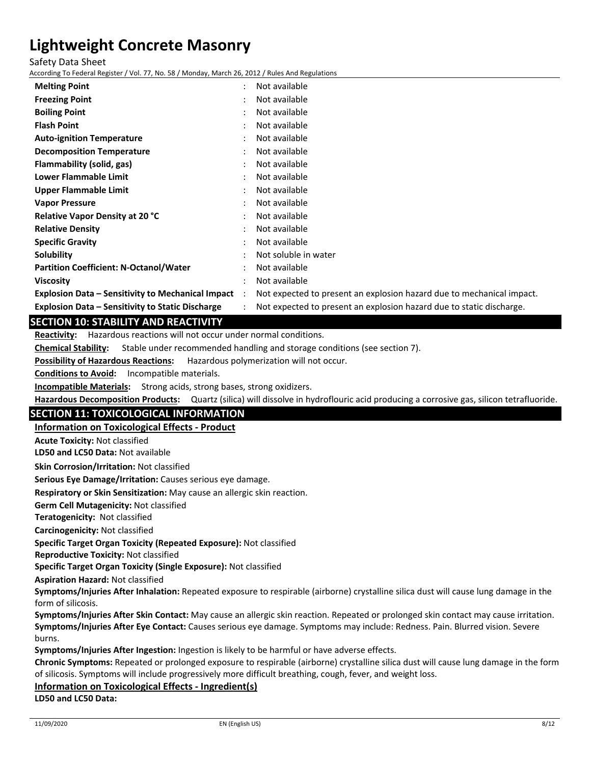| | | |
|---|---|---|
| **Melting Point** | : | Not available |
| **Freezing Point** | : | Not available |
| **Boiling Point** | : | Not available |
| **Flash Point** | : | Not available |
| **Auto-ignition Temperature** | : | Not available |
| **Decomposition Temperature** | : | Not available |
| **Flammability (solid, gas)** | : | Not available |
| **Lower Flammable Limit** | : | Not available |
| **Upper Flammable Limit** | : | Not available |
| **Vapor Pressure** | : | Not available |
| **Relative Vapor Density at 20 °C** | : | Not available |
| **Relative Density** | : | Not available |
| **Specific Gravity** | : | Not available |
| **Solubility** | : | Not soluble in water |
| **Partition Coefficient: N-Octanol/Water** | : | Not available |
| **Viscosity** | : | Not available |
| **Explosion Data – Sensitivity to Mechanical Impact** | : | Not expected to present an explosion hazard due to mechanical impact. |
| **Explosion Data – Sensitivity to Static Discharge** | : | Not expected to present an explosion hazard due to static discharge. |

## SECTION 10: STABILITY AND REACTIVITY

**Reactivity:** Hazardous reactions will not occur under normal conditions.

**Chemical Stability:** Stable under recommended handling and storage conditions (see section 7).

**Possibility of Hazardous Reactions:** Hazardous polymerization will not occur.

**Conditions to Avoid:** Incompatible materials.

**Incompatible Materials:** Strong acids, strong bases, strong oxidizers.

**Hazardous Decomposition Products:** Quartz (silica) will dissolve in hydroflouric acid producing a corrosive gas, silicon tetrafluoride.

## SECTION 11: TOXICOLOGICAL INFORMATION

### Information on Toxicological Effects - Product

**Acute Toxicity:** Not classified

**LD50 and LC50 Data:** Not available

**Skin Corrosion/Irritation:** Not classified

**Serious Eye Damage/Irritation:** Causes serious eye damage.

**Respiratory or Skin Sensitization:** May cause an allergic skin reaction.

**Germ Cell Mutagenicity:** Not classified

**Teratogenicity:** Not classified

**Carcinogenicity:** Not classified

**Specific Target Organ Toxicity (Repeated Exposure):** Not classified

**Reproductive Toxicity:** Not classified

**Specific Target Organ Toxicity (Single Exposure):** Not classified

**Aspiration Hazard:** Not classified

**Symptoms/Injuries After Inhalation:** Repeated exposure to respirable (airborne) crystalline silica dust will cause lung damage in the form of silicosis.

**Symptoms/Injuries After Skin Contact:** May cause an allergic skin reaction. Repeated or prolonged skin contact may cause irritation.

**Symptoms/Injuries After Eye Contact:** Causes serious eye damage. Symptoms may include: Redness. Pain. Blurred vision. Severe burns.

**Symptoms/Injuries After Ingestion:** Ingestion is likely to be harmful or have adverse effects.

**Chronic Symptoms:** Repeated or prolonged exposure to respirable (airborne) crystalline silica dust will cause lung damage in the form of silicosis. Symptoms will include progressively more difficult breathing, cough, fever, and weight loss.

### Information on Toxicological Effects - Ingredient(s)

**LD50 and LC50 Data:**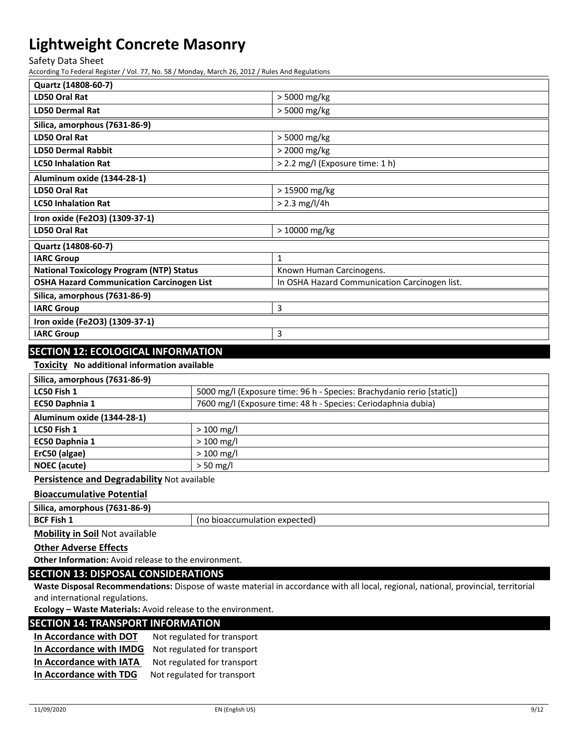| Quartz (14808-60-7) | |
|---|---|
| **LD50 Oral Rat** | > 5000 mg/kg |
| **LD50 Dermal Rat** | > 5000 mg/kg |
| **Silica, amorphous (7631-86-9)** | |
| **LD50 Oral Rat** | > 5000 mg/kg |
| **LD50 Dermal Rabbit** | > 2000 mg/kg |
| **LC50 Inhalation Rat** | > 2.2 mg/l (Exposure time: 1 h) |
| **Aluminum oxide (1344-28-1)** | |
| **LD50 Oral Rat** | > 15900 mg/kg |
| **LC50 Inhalation Rat** | > 2.3 mg/l/4h |
| **Iron oxide ($Fe_2O_3$) (1309-37-1)** | |
| **LD50 Oral Rat** | > 10000 mg/kg |
| **Quartz (14808-60-7)** | |
| **IARC Group** | 1 |
| **National Toxicology Program (NTP) Status** | Known Human Carcinogens. |
| **OSHA Hazard Communication Carcinogen List** | In OSHA Hazard Communication Carcinogen list. |
| **Silica, amorphous (7631-86-9)** | |
| **IARC Group** | 3 |
| **Iron oxide ($Fe_2O_3$) (1309-37-1)** | |
| **IARC Group** | 3 |

## SECTION 12: ECOLOGICAL INFORMATION

**Toxicity** No additional information available

| Silica, amorphous (7631-86-9) | |
|---|---|
| **LC50 Fish 1** | 5000 mg/l (Exposure time: 96 h - Species: Brachydanio rerio [static]) |
| **EC50 Daphnia 1** | 7600 mg/l (Exposure time: 48 h - Species: Ceriodaphnia dubia) |
| **Aluminum oxide (1344-28-1)** | |
| **LC50 Fish 1** | > 100 mg/l |
| **EC50 Daphnia 1** | > 100 mg/l |
| **ErC50 (algae)** | > 100 mg/l |
| **NOEC (acute)** | > 50 mg/l |

**Persistence and Degradability** Not available

**Bioaccumulative Potential**

| Silica, amorphous (7631-86-9) | |
|---|---|
| **BCF Fish 1** | (no bioaccumulation expected) |

**Mobility in Soil** Not available

**Other Adverse Effects**

**Other Information:** Avoid release to the environment.

## SECTION 13: DISPOSAL CONSIDERATIONS

**Waste Disposal Recommendations:** Dispose of waste material in accordance with all local, regional, national, provincial, territorial and international regulations.

**Ecology – Waste Materials:** Avoid release to the environment.

## SECTION 14: TRANSPORT INFORMATION

**In Accordance with DOT** Not regulated for transport

**In Accordance with IMDG** Not regulated for transport

**In Accordance with IATA** Not regulated for transport

**In Accordance with TDG** Not regulated for transport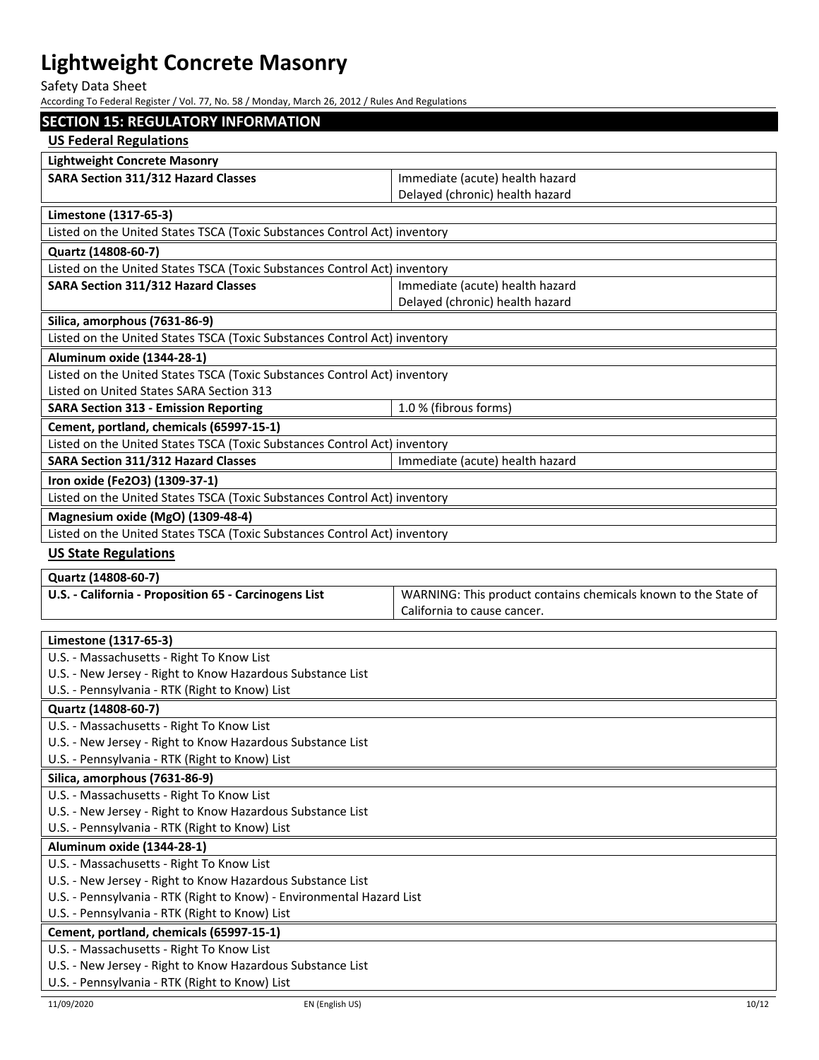## SECTION 15: REGULATORY INFORMATION

### US Federal Regulations

| Lightweight Concrete Masonry | |
|---|---|
| **SARA Section 311/312 Hazard Classes** | Immediate (acute) health hazard<br>Delayed (chronic) health hazard |

| Limestone (1317-65-3) |
|---|
| Listed on the United States TSCA (Toxic Substances Control Act) inventory |

| Quartz (14808-60-7) | |
|---|---|
| Listed on the United States TSCA (Toxic Substances Control Act) inventory | |
| **SARA Section 311/312 Hazard Classes** | Immediate (acute) health hazard<br>Delayed (chronic) health hazard |

| Silica, amorphous (7631-86-9) |
|---|
| Listed on the United States TSCA (Toxic Substances Control Act) inventory |

| Aluminum oxide (1344-28-1) | |
|---|---|
| Listed on the United States TSCA (Toxic Substances Control Act) inventory<br>Listed on United States SARA Section 313 | |
| **SARA Section 313 - Emission Reporting** | 1.0 % (fibrous forms) |

| Cement, portland, chemicals (65997-15-1) | |
|---|---|
| Listed on the United States TSCA (Toxic Substances Control Act) inventory | |
| **SARA Section 311/312 Hazard Classes** | Immediate (acute) health hazard |

| Iron oxide ($Fe_2O_3$) (1309-37-1) |
|---|
| Listed on the United States TSCA (Toxic Substances Control Act) inventory |

| Magnesium oxide (MgO) (1309-48-4) |
|---|
| Listed on the United States TSCA (Toxic Substances Control Act) inventory |

### US State Regulations

| Quartz (14808-60-7) | |
|---|---|
| **U.S. - California - Proposition 65 - Carcinogens List** | WARNING: This product contains chemicals known to the State of California to cause cancer. |

| Limestone (1317-65-3) |
|---|
| U.S. - Massachusetts - Right To Know List<br>U.S. - New Jersey - Right to Know Hazardous Substance List<br>U.S. - Pennsylvania - RTK (Right to Know) List |
| **Quartz (14808-60-7)** |
| U.S. - Massachusetts - Right To Know List<br>U.S. - New Jersey - Right to Know Hazardous Substance List<br>U.S. - Pennsylvania - RTK (Right to Know) List |
| **Silica, amorphous (7631-86-9)** |
| U.S. - Massachusetts - Right To Know List<br>U.S. - New Jersey - Right to Know Hazardous Substance List<br>U.S. - Pennsylvania - RTK (Right to Know) List |
| **Aluminum oxide (1344-28-1)** |
| U.S. - Massachusetts - Right To Know List<br>U.S. - New Jersey - Right to Know Hazardous Substance List<br>U.S. - Pennsylvania - RTK (Right to Know) - Environmental Hazard List<br>U.S. - Pennsylvania - RTK (Right to Know) List |
| **Cement, portland, chemicals (65997-15-1)** |
| U.S. - Massachusetts - Right To Know List<br>U.S. - New Jersey - Right to Know Hazardous Substance List<br>U.S. - Pennsylvania - RTK (Right to Know) List |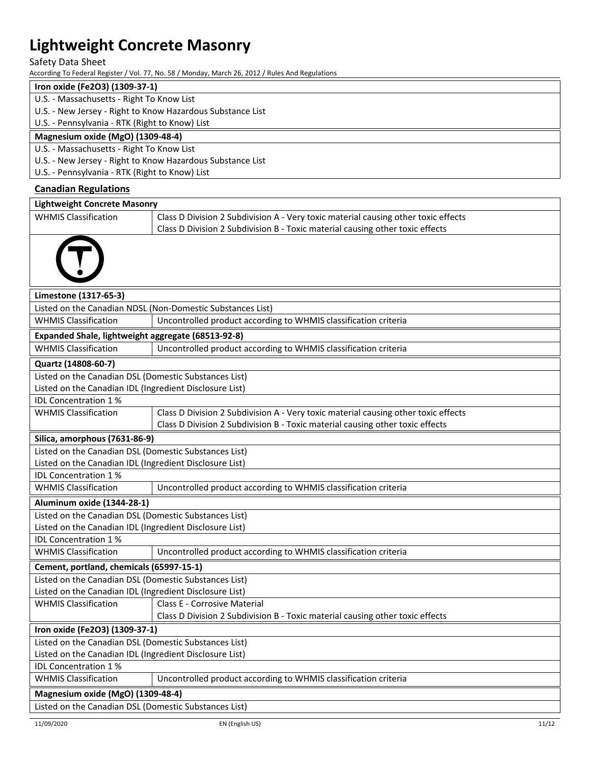| Iron oxide ($Fe_2O_3$) (1309-37-1) |
|---|
| U.S. - Massachusetts - Right To Know List |
| U.S. - New Jersey - Right to Know Hazardous Substance List |
| U.S. - Pennsylvania - RTK (Right to Know) List |

| Magnesium oxide (MgO) (1309-48-4) |
|---|
| U.S. - Massachusetts - Right To Know List |
| U.S. - New Jersey - Right to Know Hazardous Substance List |
| U.S. - Pennsylvania - RTK (Right to Know) List |

### Canadian Regulations

| Lightweight Concrete Masonry | |
|---|---|
| WHMIS Classification | Class D Division 2 Subdivision A - Very toxic material causing other toxic effects<br>Class D Division 2 Subdivision B - Toxic material causing other toxic effects |

| Limestone (1317-65-3) | |
|---|---|
| Listed on the Canadian NDSL (Non-Domestic Substances List) | |
| WHMIS Classification | Uncontrolled product according to WHMIS classification criteria |

| Expanded Shale, lightweight aggregate (68513-92-8) | |
|---|---|
| WHMIS Classification | Uncontrolled product according to WHMIS classification criteria |

| Quartz (14808-60-7) | |
|---|---|
| Listed on the Canadian DSL (Domestic Substances List) | |
| Listed on the Canadian IDL (Ingredient Disclosure List) | |
| IDL Concentration 1 % | |
| WHMIS Classification | Class D Division 2 Subdivision A - Very toxic material causing other toxic effects<br>Class D Division 2 Subdivision B - Toxic material causing other toxic effects |

| Silica, amorphous (7631-86-9) | |
|---|---|
| Listed on the Canadian DSL (Domestic Substances List) | |
| Listed on the Canadian IDL (Ingredient Disclosure List) | |
| IDL Concentration 1 % | |
| WHMIS Classification | Uncontrolled product according to WHMIS classification criteria |

| Aluminum oxide (1344-28-1) | |
|---|---|
| Listed on the Canadian DSL (Domestic Substances List) | |
| Listed on the Canadian IDL (Ingredient Disclosure List) | |
| IDL Concentration 1 % | |
| WHMIS Classification | Uncontrolled product according to WHMIS classification criteria |

| Cement, portland, chemicals (65997-15-1) | |
|---|---|
| Listed on the Canadian DSL (Domestic Substances List) | |
| Listed on the Canadian IDL (Ingredient Disclosure List) | |
| WHMIS Classification | Class E - Corrosive Material<br>Class D Division 2 Subdivision B - Toxic material causing other toxic effects |

| Iron oxide ($Fe_2O_3$) (1309-37-1) | |
|---|---|
| Listed on the Canadian DSL (Domestic Substances List) | |
| Listed on the Canadian IDL (Ingredient Disclosure List) | |
| IDL Concentration 1 % | |
| WHMIS Classification | Uncontrolled product according to WHMIS classification criteria |

| Magnesium oxide (MgO) (1309-48-4) |
|---|
| Listed on the Canadian DSL (Domestic Substances List) |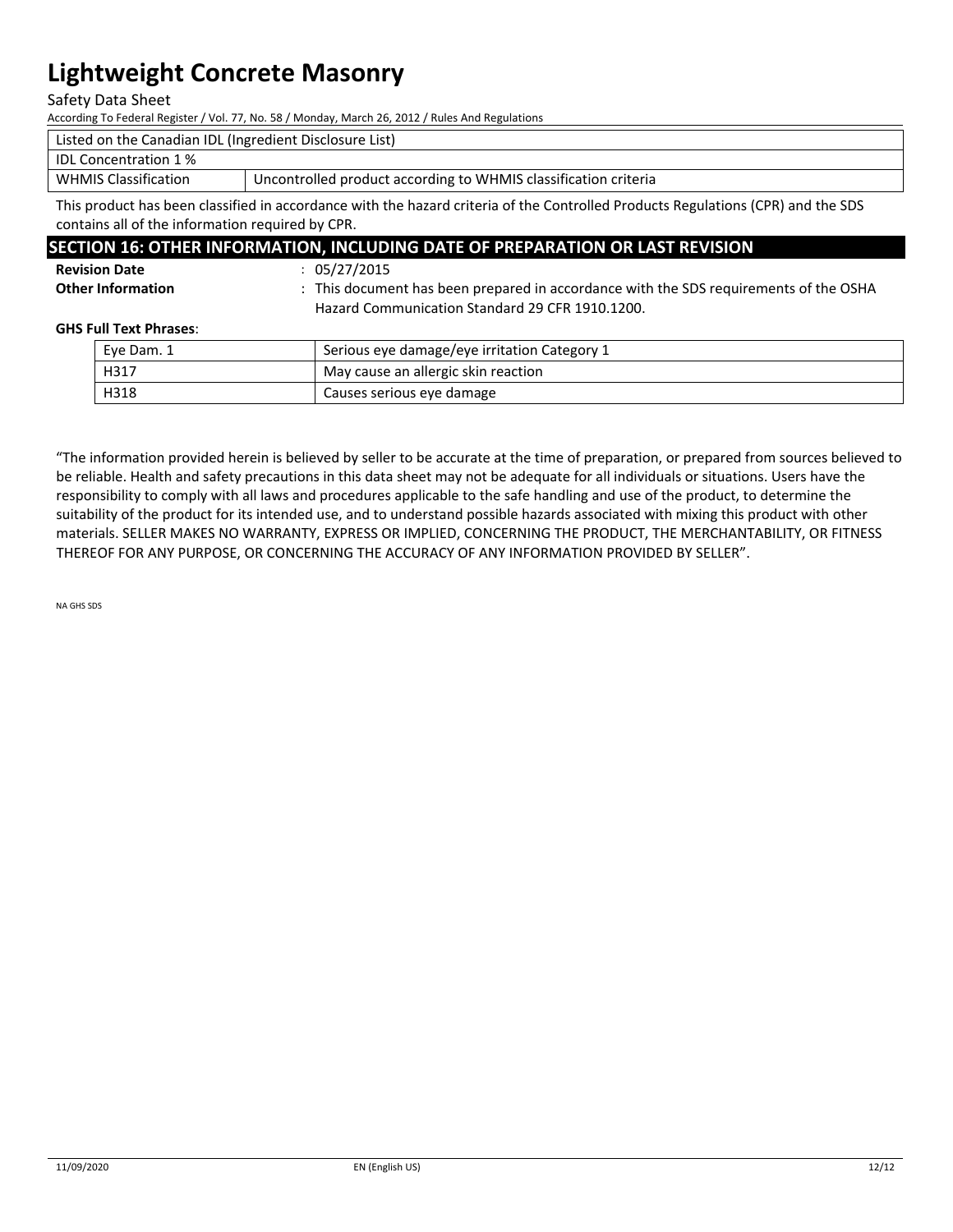| | |
|---|---|
| Listed on the Canadian IDL (Ingredient Disclosure List) | |
| IDL Concentration 1 % | |
| WHMIS Classification | Uncontrolled product according to WHMIS classification criteria |

This product has been classified in accordance with the hazard criteria of the Controlled Products Regulations (CPR) and the SDS contains all of the information required by CPR.

## SECTION 16: OTHER INFORMATION, INCLUDING DATE OF PREPARATION OR LAST REVISION

**Revision Date** : 05/27/2015

**Other Information** : This document has been prepared in accordance with the SDS requirements of the OSHA Hazard Communication Standard 29 CFR 1910.1200.

**GHS Full Text Phrases**:

| | |
|---|---|
| Eye Dam. 1 | Serious eye damage/eye irritation Category 1 |
| H317 | May cause an allergic skin reaction |
| H318 | Causes serious eye damage |

"The information provided herein is believed by seller to be accurate at the time of preparation, or prepared from sources believed to be reliable. Health and safety precautions in this data sheet may not be adequate for all individuals or situations. Users have the responsibility to comply with all laws and procedures applicable to the safe handling and use of the product, to determine the suitability of the product for its intended use, and to understand possible hazards associated with mixing this product with other materials. SELLER MAKES NO WARRANTY, EXPRESS OR IMPLIED, CONCERNING THE PRODUCT, THE MERCHANTABILITY, OR FITNESS THEREOF FOR ANY PURPOSE, OR CONCERNING THE ACCURACY OF ANY INFORMATION PROVIDED BY SELLER".

NA GHS SDS